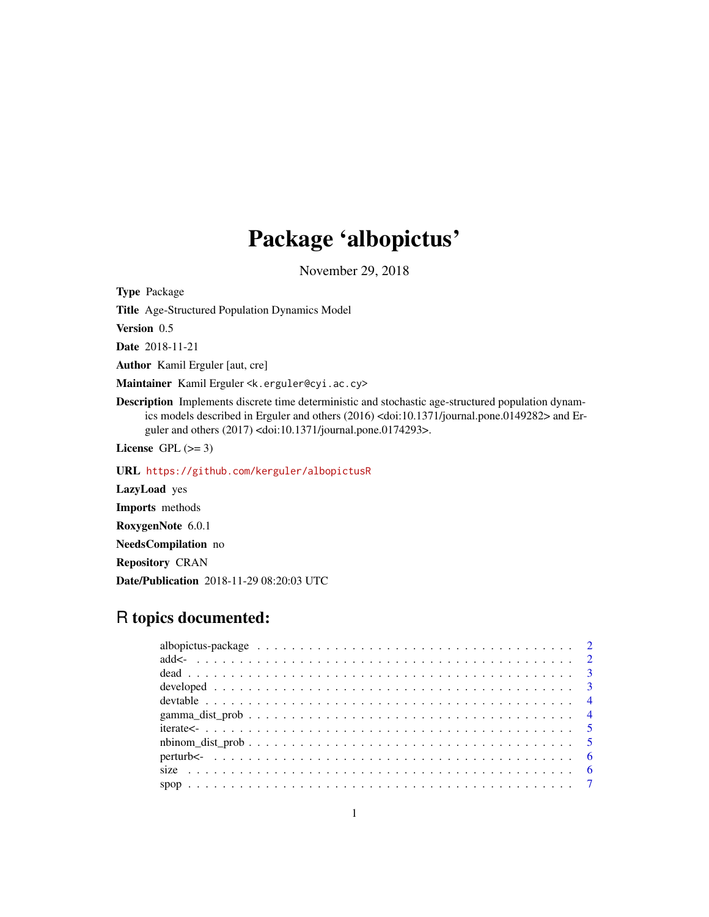# Package 'albopictus'

November 29, 2018

**Type** Package

**Title** Age-Structured Population Dynamics Model

**Version** 0.5

**Date** 2018-11-21

**Author** Kamil Erguler [aut, cre]

**Maintainer** Kamil Erguler <k.erguler@cyi.ac.cy>

**Description** Implements discrete time deterministic and stochastic age-structured population dynamics models described in Erguler and others (2016) <doi:10.1371/journal.pone.0149282> and Erguler and others (2017) <doi:10.1371/journal.pone.0174293>.

**License** GPL (>= 3)

**URL** https://github.com/kerguler/albopictusR

**LazyLoad** yes

**Imports** methods

**RoxygenNote** 6.0.1

**NeedsCompilation** no

**Repository** CRAN

**Date/Publication** 2018-11-29 08:20:03 UTC

## R topics documented:

| | |
|---|---|
| albopictus-package | 2 |
| add<- | 2 |
| dead | 3 |
| developed | 3 |
| devtable | 4 |
| gamma_dist_prob | 4 |
| iterate<- | 5 |
| nbinom_dist_prob | 5 |
| perturb<- | 6 |
| size | 6 |
| spop | 7 |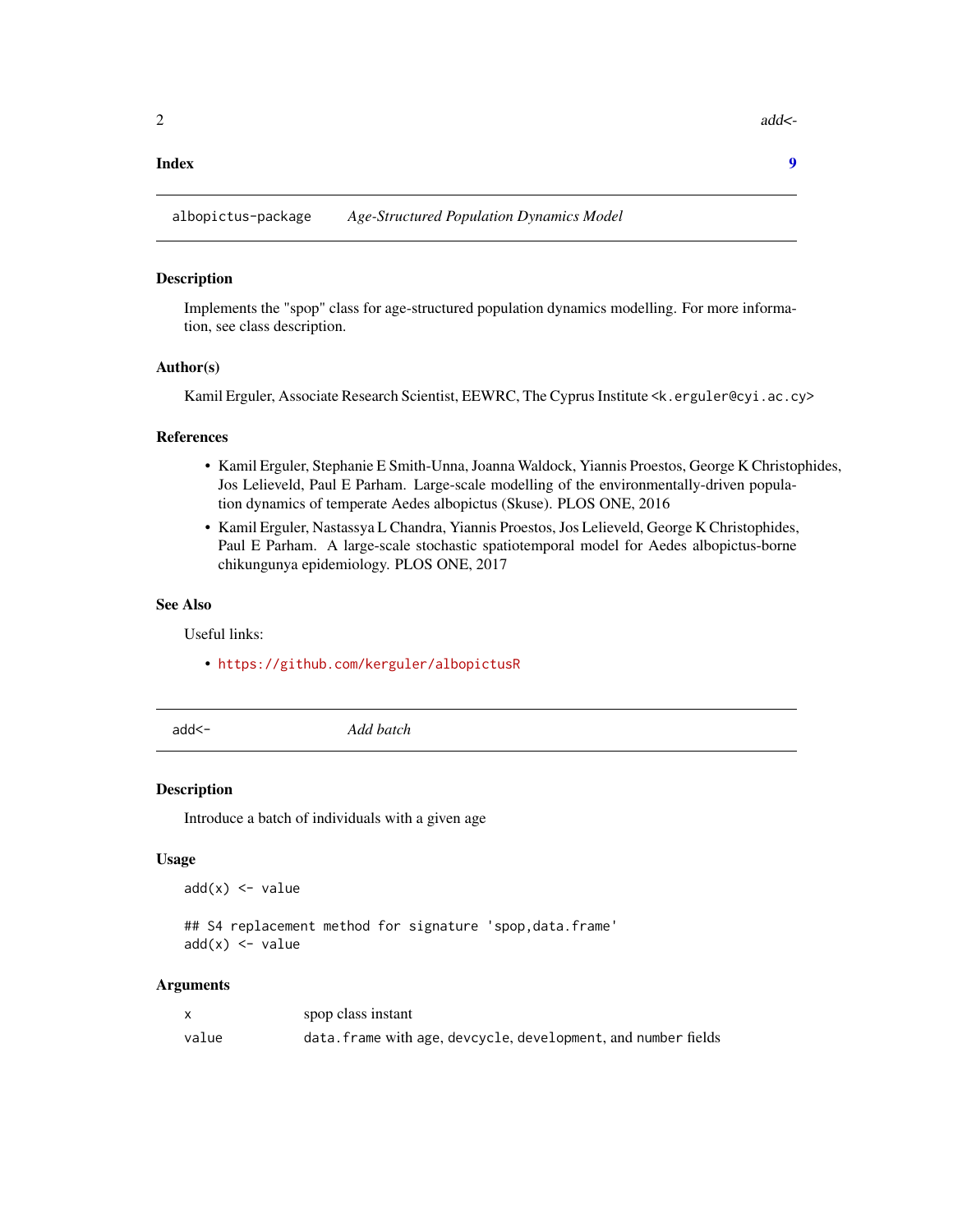| Index | 9 |
| --- | --- |

## albopictus-package — *Age-Structured Population Dynamics Model*

### Description

Implements the "spop" class for age-structured population dynamics modelling. For more information, see class description.

### Author(s)

Kamil Erguler, Associate Research Scientist, EEWRC, The Cyprus Institute <k.erguler@cyi.ac.cy>

### References

- Kamil Erguler, Stephanie E Smith-Unna, Joanna Waldock, Yiannis Proestos, George K Christophides, Jos Lelieveld, Paul E Parham. Large-scale modelling of the environmentally-driven population dynamics of temperate Aedes albopictus (Skuse). PLOS ONE, 2016
- Kamil Erguler, Nastassya L Chandra, Yiannis Proestos, Jos Lelieveld, George K Christophides, Paul E Parham. A large-scale stochastic spatiotemporal model for Aedes albopictus-borne chikungunya epidemiology. PLOS ONE, 2017

### See Also

Useful links:

- https://github.com/kerguler/albopictusR

## add<- — *Add batch*

### Description

Introduce a batch of individuals with a given age

### Usage

```
add(x) <- value

## S4 replacement method for signature 'spop,data.frame'
add(x) <- value
```

### Arguments

| | |
| --- | --- |
| x | spop class instant |
| value | data.frame with age, devcycle, development, and number fields |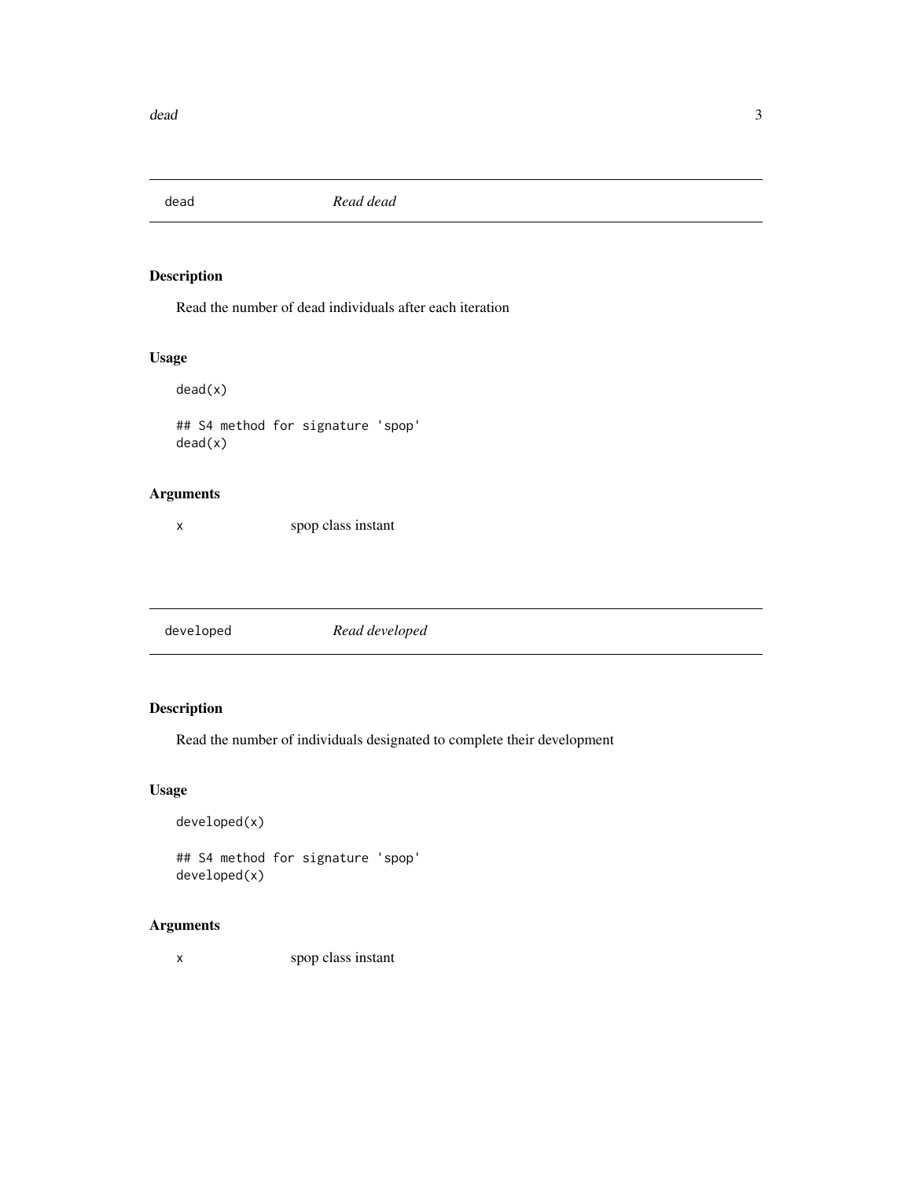## dead — *Read dead*

### Description

Read the number of dead individuals after each iteration

### Usage

```
dead(x)

## S4 method for signature 'spop'
dead(x)
```

### Arguments

| | |
|---|---|
| x | spop class instant |

## developed — *Read developed*

### Description

Read the number of individuals designated to complete their development

### Usage

```
developed(x)

## S4 method for signature 'spop'
developed(x)
```

### Arguments

| | |
|---|---|
| x | spop class instant |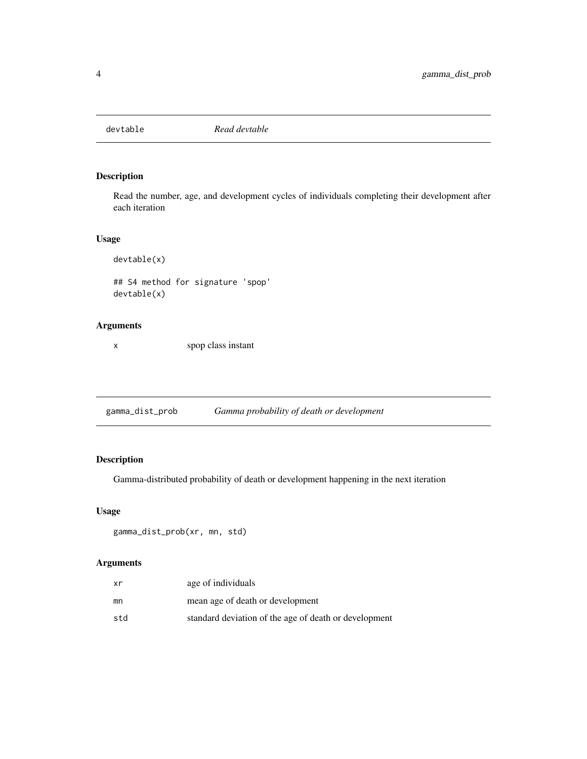## devtable *Read devtable*

### Description

Read the number, age, and development cycles of individuals completing their development after each iteration

### Usage

```
devtable(x)

## S4 method for signature 'spop'
devtable(x)
```

### Arguments

| | |
|---|---|
| x | spop class instant |

## gamma_dist_prob *Gamma probability of death or development*

### Description

Gamma-distributed probability of death or development happening in the next iteration

### Usage

```
gamma_dist_prob(xr, mn, std)
```

### Arguments

| | |
|---|---|
| xr | age of individuals |
| mn | mean age of death or development |
| std | standard deviation of the age of death or development |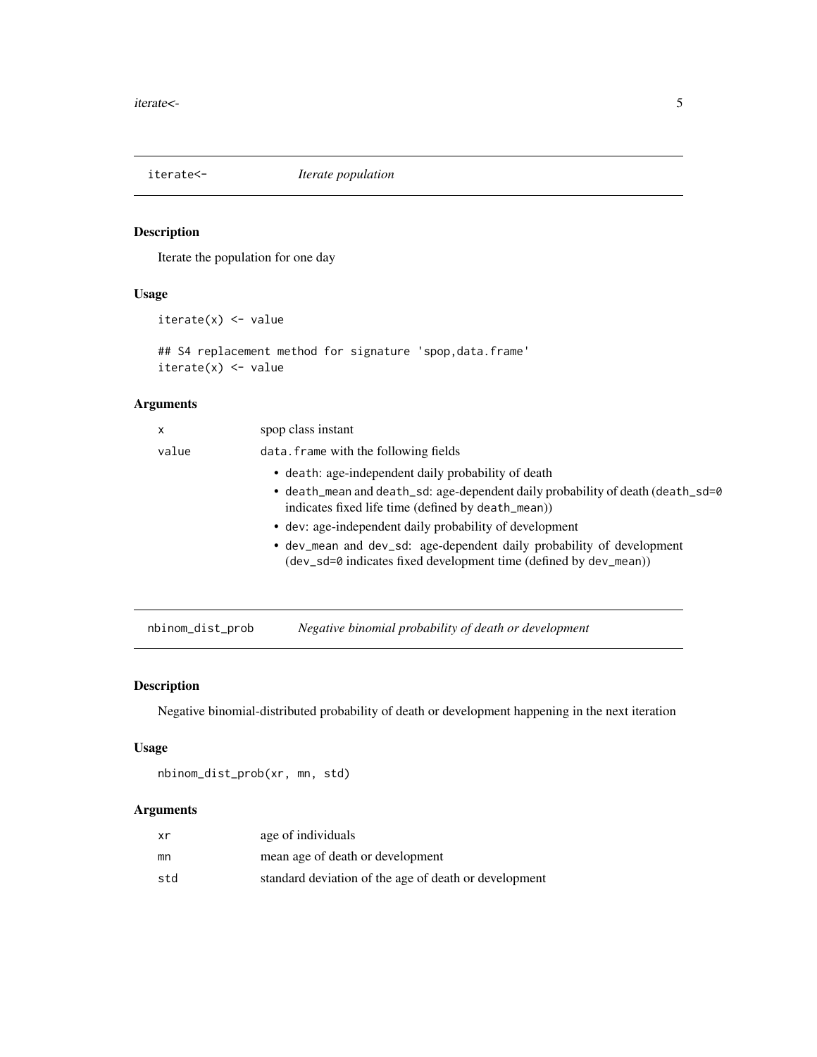## iterate<-    *Iterate population*

### Description

Iterate the population for one day

### Usage

```
iterate(x) <- value

## S4 replacement method for signature 'spop,data.frame'
iterate(x) <- value
```

### Arguments

| | |
|---|---|
| `x` | spop class instant |
| `value` | `data.frame` with the following fields<br>• `death`: age-independent daily probability of death<br>• `death_mean` and `death_sd`: age-dependent daily probability of death (`death_sd=0` indicates fixed life time (defined by `death_mean`))<br>• `dev`: age-independent daily probability of development<br>• `dev_mean` and `dev_sd`: age-dependent daily probability of development (`dev_sd=0` indicates fixed development time (defined by `dev_mean`)) |

## nbinom_dist_prob    *Negative binomial probability of death or development*

### Description

Negative binomial-distributed probability of death or development happening in the next iteration

### Usage

```
nbinom_dist_prob(xr, mn, std)
```

### Arguments

| | |
|---|---|
| `xr` | age of individuals |
| `mn` | mean age of death or development |
| `std` | standard deviation of the age of death or development |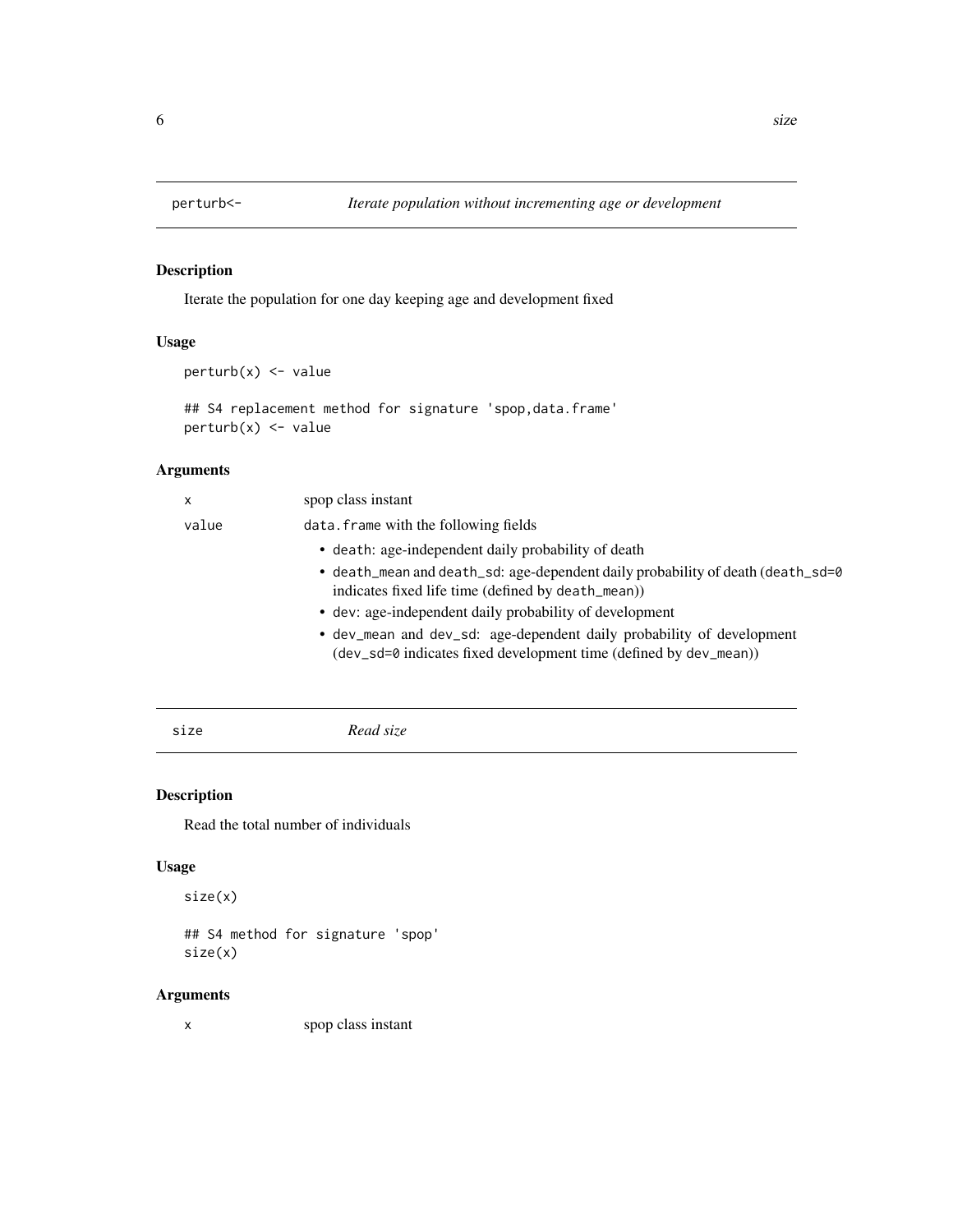## perturb<- — *Iterate population without incrementing age or development*

### Description

Iterate the population for one day keeping age and development fixed

### Usage

```
perturb(x) <- value

## S4 replacement method for signature 'spop,data.frame'
perturb(x) <- value
```

### Arguments

| | |
|---|---|
| x | spop class instant |
| value | data.frame with the following fields |

- death: age-independent daily probability of death
- death_mean and death_sd: age-dependent daily probability of death (death_sd=0 indicates fixed life time (defined by death_mean))
- dev: age-independent daily probability of development
- dev_mean and dev_sd: age-dependent daily probability of development (dev_sd=0 indicates fixed development time (defined by dev_mean))

## size — *Read size*

### Description

Read the total number of individuals

### Usage

```
size(x)

## S4 method for signature 'spop'
size(x)
```

### Arguments

| | |
|---|---|
| x | spop class instant |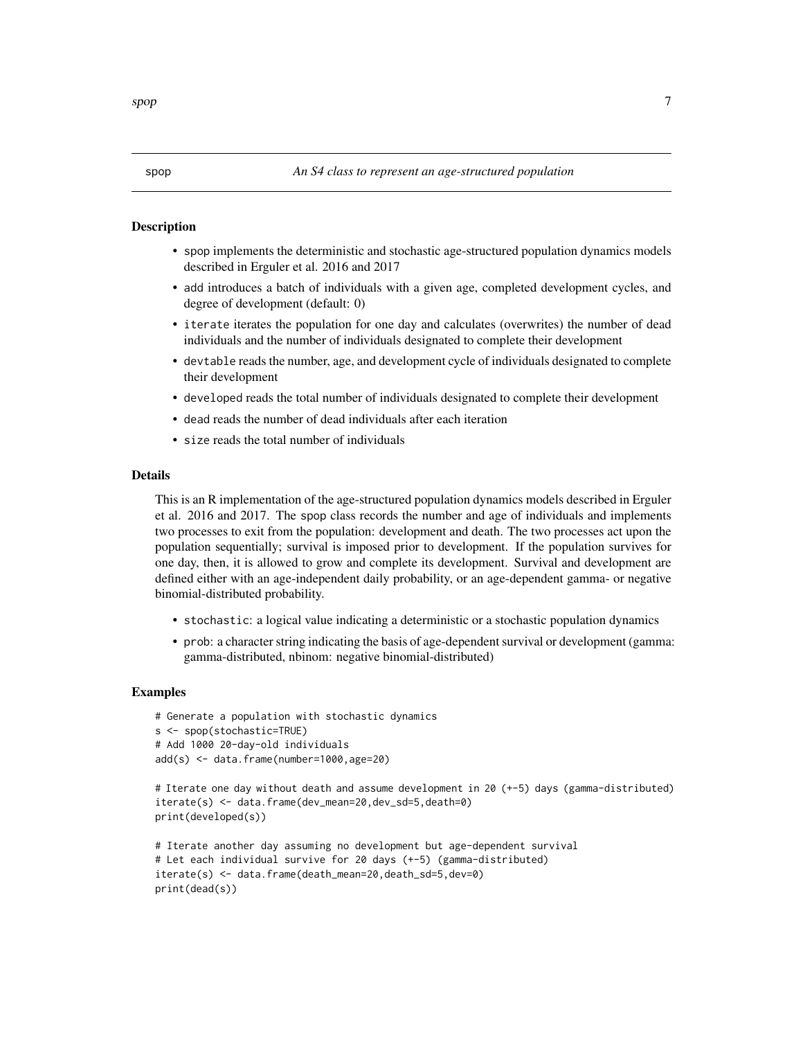## spop — *An S4 class to represent an age-structured population*

### Description

- spop implements the deterministic and stochastic age-structured population dynamics models described in Erguler et al. 2016 and 2017
- add introduces a batch of individuals with a given age, completed development cycles, and degree of development (default: 0)
- iterate iterates the population for one day and calculates (overwrites) the number of dead individuals and the number of individuals designated to complete their development
- devtable reads the number, age, and development cycle of individuals designated to complete their development
- developed reads the total number of individuals designated to complete their development
- dead reads the number of dead individuals after each iteration
- size reads the total number of individuals

### Details

This is an R implementation of the age-structured population dynamics models described in Erguler et al. 2016 and 2017. The spop class records the number and age of individuals and implements two processes to exit from the population: development and death. The two processes act upon the population sequentially; survival is imposed prior to development. If the population survives for one day, then, it is allowed to grow and complete its development. Survival and development are defined either with an age-independent daily probability, or an age-dependent gamma- or negative binomial-distributed probability.

- stochastic: a logical value indicating a deterministic or a stochastic population dynamics
- prob: a character string indicating the basis of age-dependent survival or development (gamma: gamma-distributed, nbinom: negative binomial-distributed)

### Examples

```
# Generate a population with stochastic dynamics
s <- spop(stochastic=TRUE)
# Add 1000 20-day-old individuals
add(s) <- data.frame(number=1000,age=20)

# Iterate one day without death and assume development in 20 (+-5) days (gamma-distributed)
iterate(s) <- data.frame(dev_mean=20,dev_sd=5,death=0)
print(developed(s))

# Iterate another day assuming no development but age-dependent survival
# Let each individual survive for 20 days (+-5) (gamma-distributed)
iterate(s) <- data.frame(death_mean=20,death_sd=5,dev=0)
print(dead(s))
```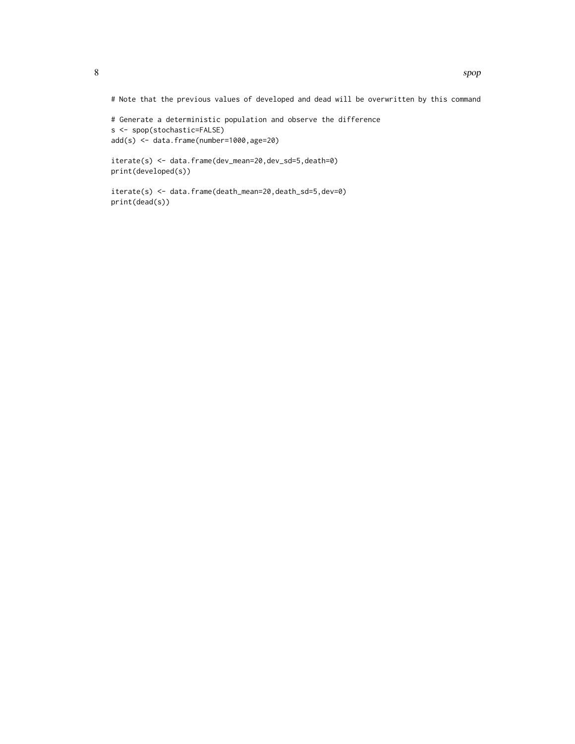```
# Note that the previous values of developed and dead will be overwritten by this command

# Generate a deterministic population and observe the difference
s <- spop(stochastic=FALSE)
add(s) <- data.frame(number=1000,age=20)

iterate(s) <- data.frame(dev_mean=20,dev_sd=5,death=0)
print(developed(s))

iterate(s) <- data.frame(death_mean=20,death_sd=5,dev=0)
print(dead(s))
```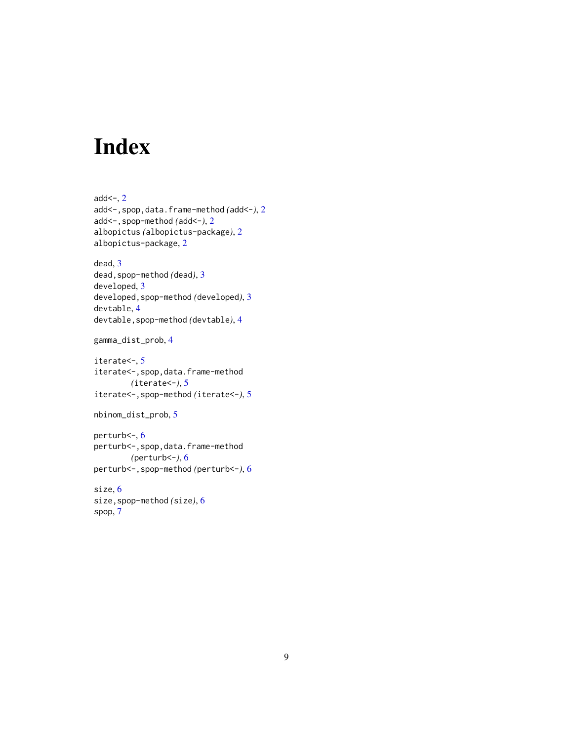# Index

add<-, 2
add<-,spop,data.frame-method (add<-), 2
add<-,spop-method (add<-), 2
albopictus (albopictus-package), 2
albopictus-package, 2

dead, 3
dead,spop-method (dead), 3
developed, 3
developed,spop-method (developed), 3
devtable, 4
devtable,spop-method (devtable), 4

gamma_dist_prob, 4

iterate<-, 5
iterate<-,spop,data.frame-method (iterate<-), 5
iterate<-,spop-method (iterate<-), 5

nbinom_dist_prob, 5

perturb<-, 6
perturb<-,spop,data.frame-method (perturb<-), 6
perturb<-,spop-method (perturb<-), 6

size, 6
size,spop-method (size), 6
spop, 7